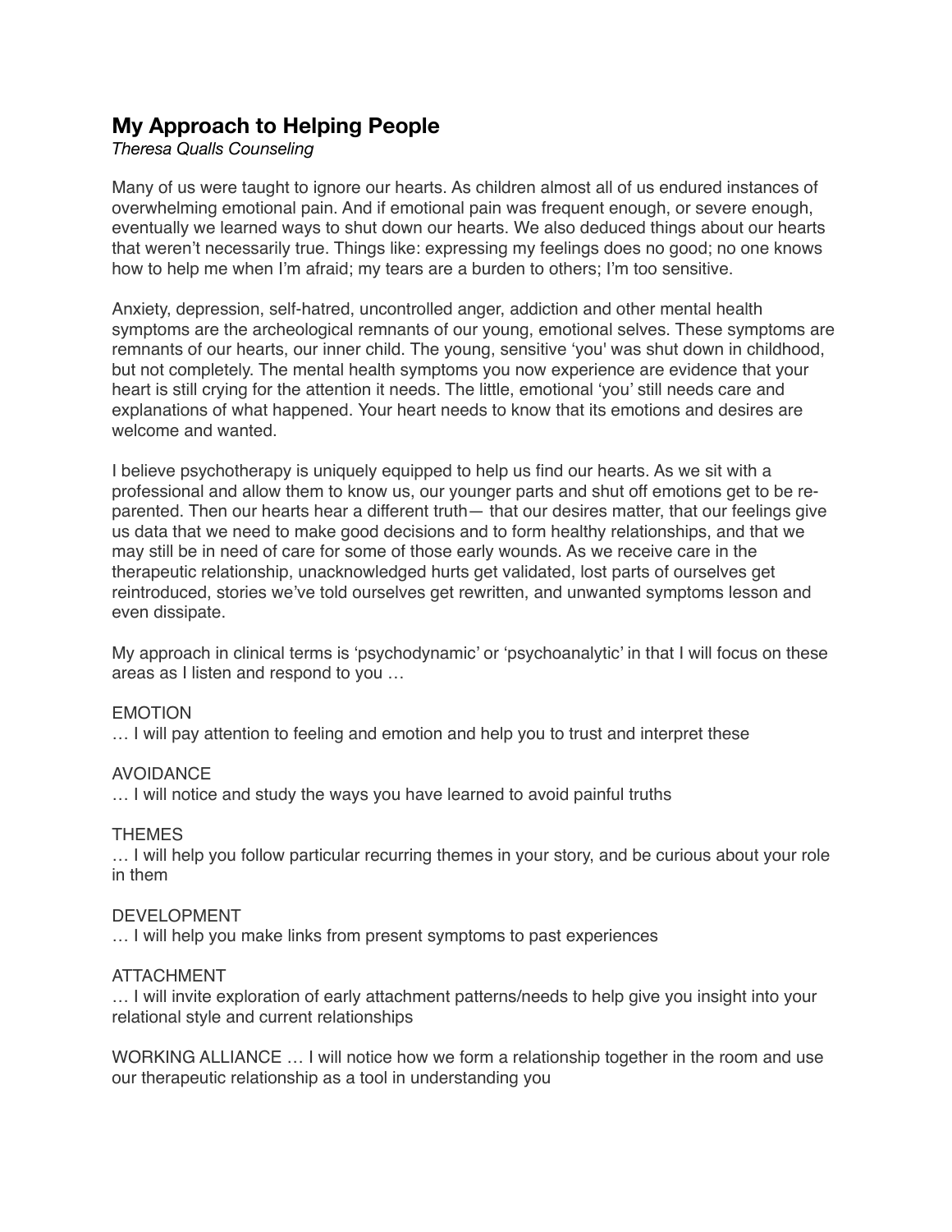# My Approach to Helping People

*Theresa Qualls Counseling*

Many of us were taught to ignore our hearts. As children almost all of us endured instances of overwhelming emotional pain. And if emotional pain was frequent enough, or severe enough, eventually we learned ways to shut down our hearts. We also deduced things about our hearts that weren't necessarily true. Things like: expressing my feelings does no good; no one knows how to help me when I'm afraid; my tears are a burden to others; I'm too sensitive.

Anxiety, depression, self-hatred, uncontrolled anger, addiction and other mental health symptoms are the archeological remnants of our young, emotional selves. These symptoms are remnants of our hearts, our inner child. The young, sensitive 'you' was shut down in childhood, but not completely. The mental health symptoms you now experience are evidence that your heart is still crying for the attention it needs. The little, emotional 'you' still needs care and explanations of what happened. Your heart needs to know that its emotions and desires are welcome and wanted.

I believe psychotherapy is uniquely equipped to help us find our hearts. As we sit with a professional and allow them to know us, our younger parts and shut off emotions get to be re-parented. Then our hearts hear a different truth— that our desires matter, that our feelings give us data that we need to make good decisions and to form healthy relationships, and that we may still be in need of care for some of those early wounds. As we receive care in the therapeutic relationship, unacknowledged hurts get validated, lost parts of ourselves get reintroduced, stories we've told ourselves get rewritten, and unwanted symptoms lesson and even dissipate.

My approach in clinical terms is 'psychodynamic' or 'psychoanalytic' in that I will focus on these areas as I listen and respond to you …

EMOTION
… I will pay attention to feeling and emotion and help you to trust and interpret these

AVOIDANCE
… I will notice and study the ways you have learned to avoid painful truths

THEMES
… I will help you follow particular recurring themes in your story, and be curious about your role in them

DEVELOPMENT
… I will help you make links from present symptoms to past experiences

ATTACHMENT
… I will invite exploration of early attachment patterns/needs to help give you insight into your relational style and current relationships

WORKING ALLIANCE … I will notice how we form a relationship together in the room and use our therapeutic relationship as a tool in understanding you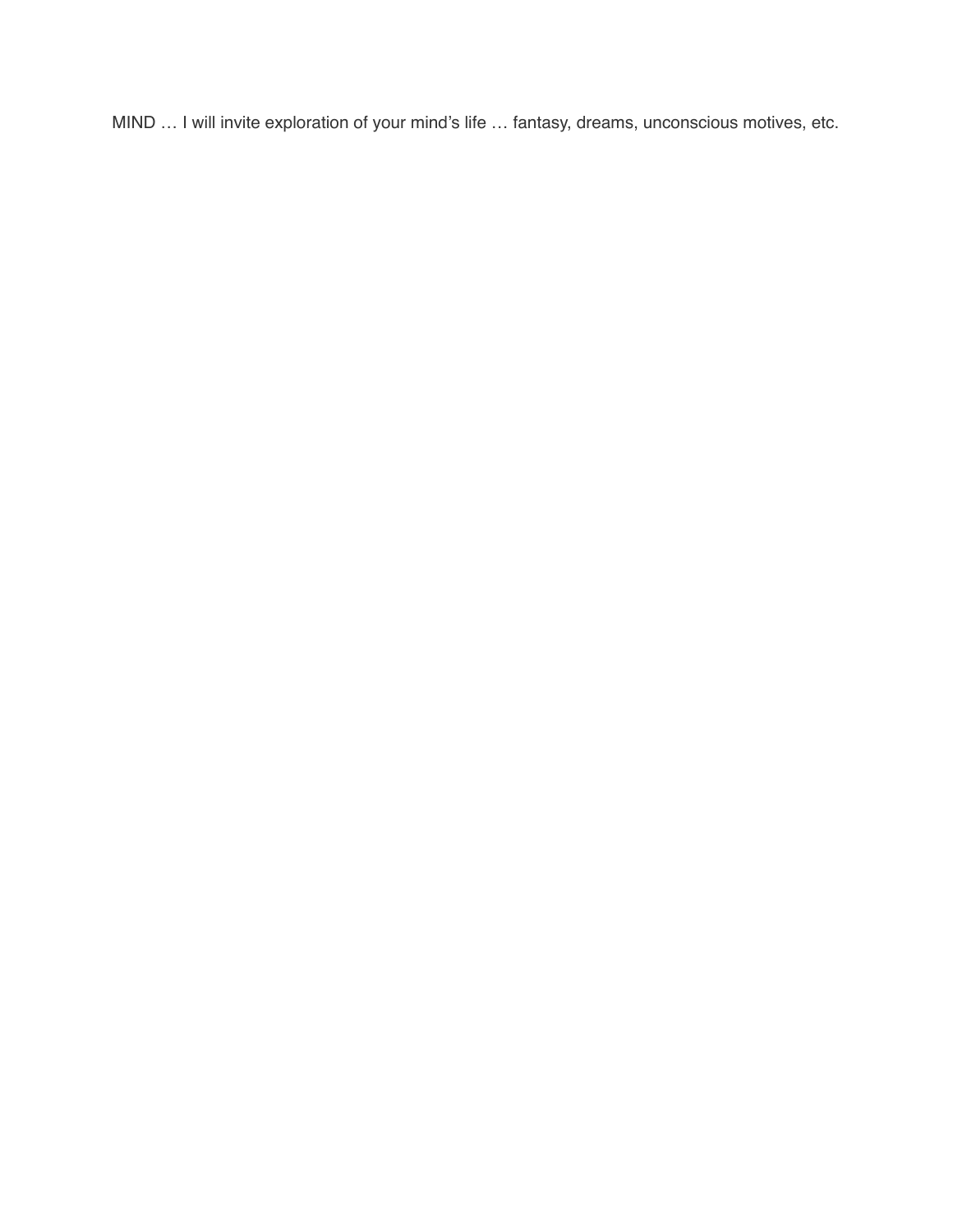MIND … I will invite exploration of your mind’s life … fantasy, dreams, unconscious motives, etc.